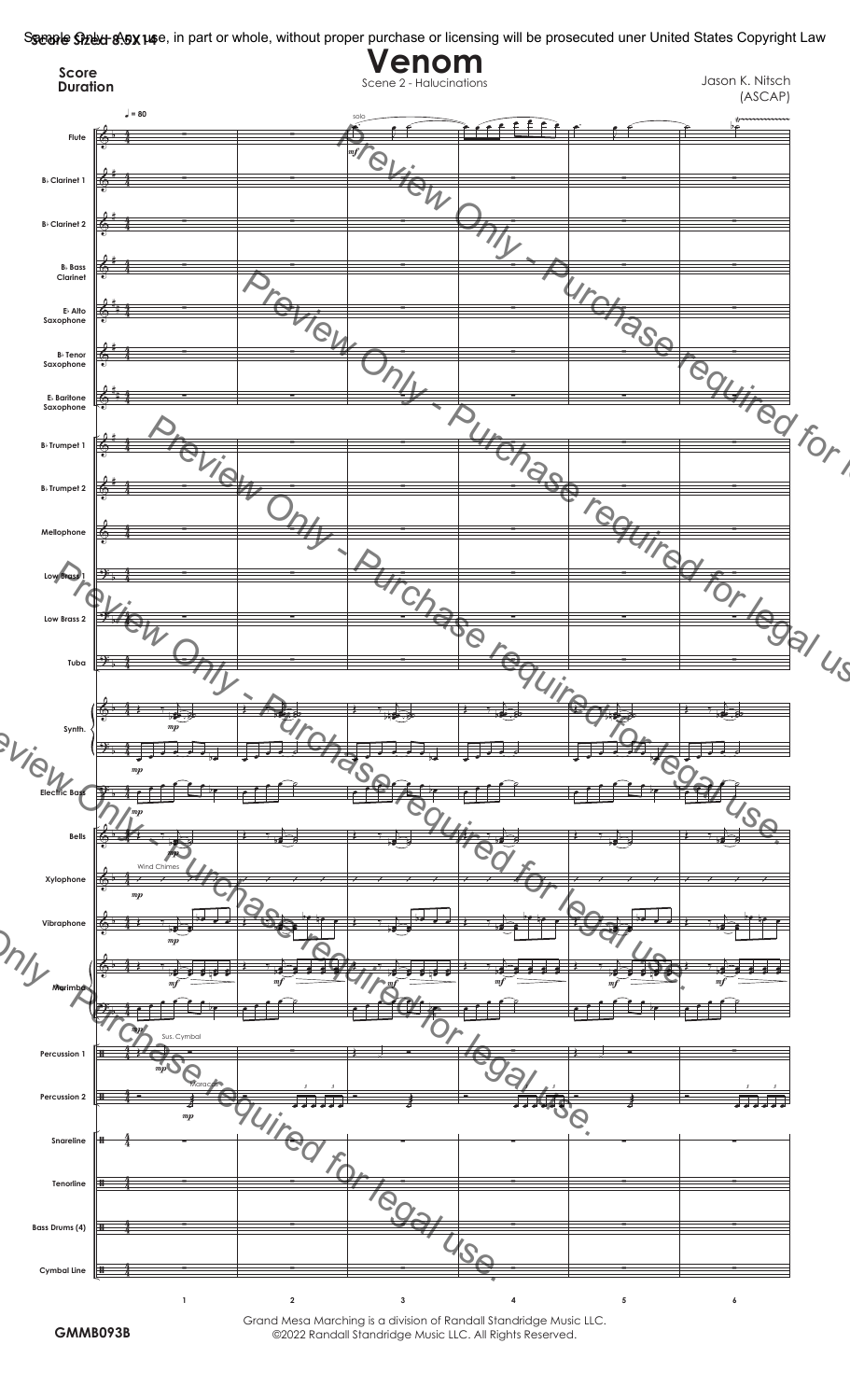Sample Only - Any use, in part or whole, without proper purchase or licensing will be prosecuted uner United States Copyright Law

Score Sized 8.5X14

# Venom

Scene 2 - Halucinations

Score
Duration

Jason K. Nitsch
(ASCAP)

♩ = 80

Flute
B♭ Clarinet 1
B♭ Clarinet 2
B♭ Bass Clarinet
E♭ Alto Saxophone
B♭ Tenor Saxophone
E♭ Baritone Saxophone
B♭ Trumpet 1
B♭ Trumpet 2
Mellophone
Low Brass 1
Low Brass 2
Tuba
Synth.
Electric Bass
Bells
Xylophone
Vibraphone
Marimba
Percussion 1
Percussion 2
Snareline
Tenorline
Bass Drums (4)
Cymbal Line

solo
*mf*
*mp*
Wind Chimes
Sus. Cymbal
Maracas

1 2 3 4 5 6

Preview Only - Purchase required for legal use.

GMMB093B

Grand Mesa Marching is a division of Randall Standridge Music LLC.
©2022 Randall Standridge Music LLC. All Rights Reserved.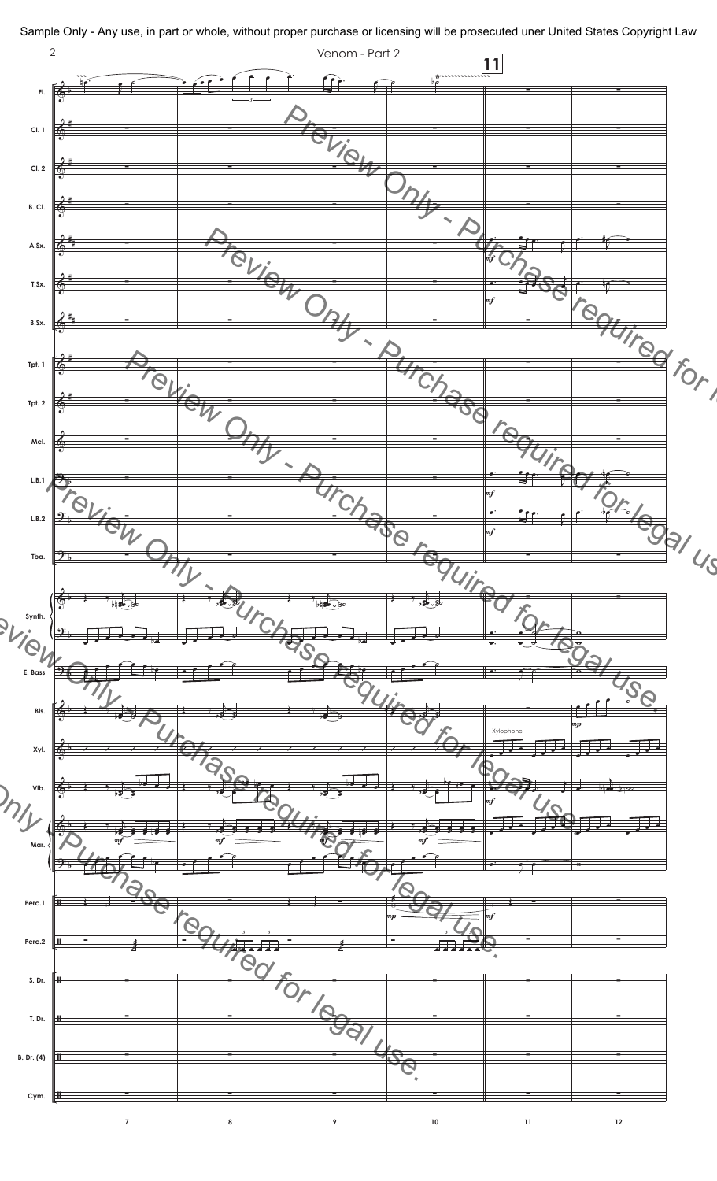Sample Only - Any use, in part or whole, without proper purchase or licensing will be prosecuted uner United States Copyright Law

Venom - Part 2

Preview Only - Purchase required for legal use.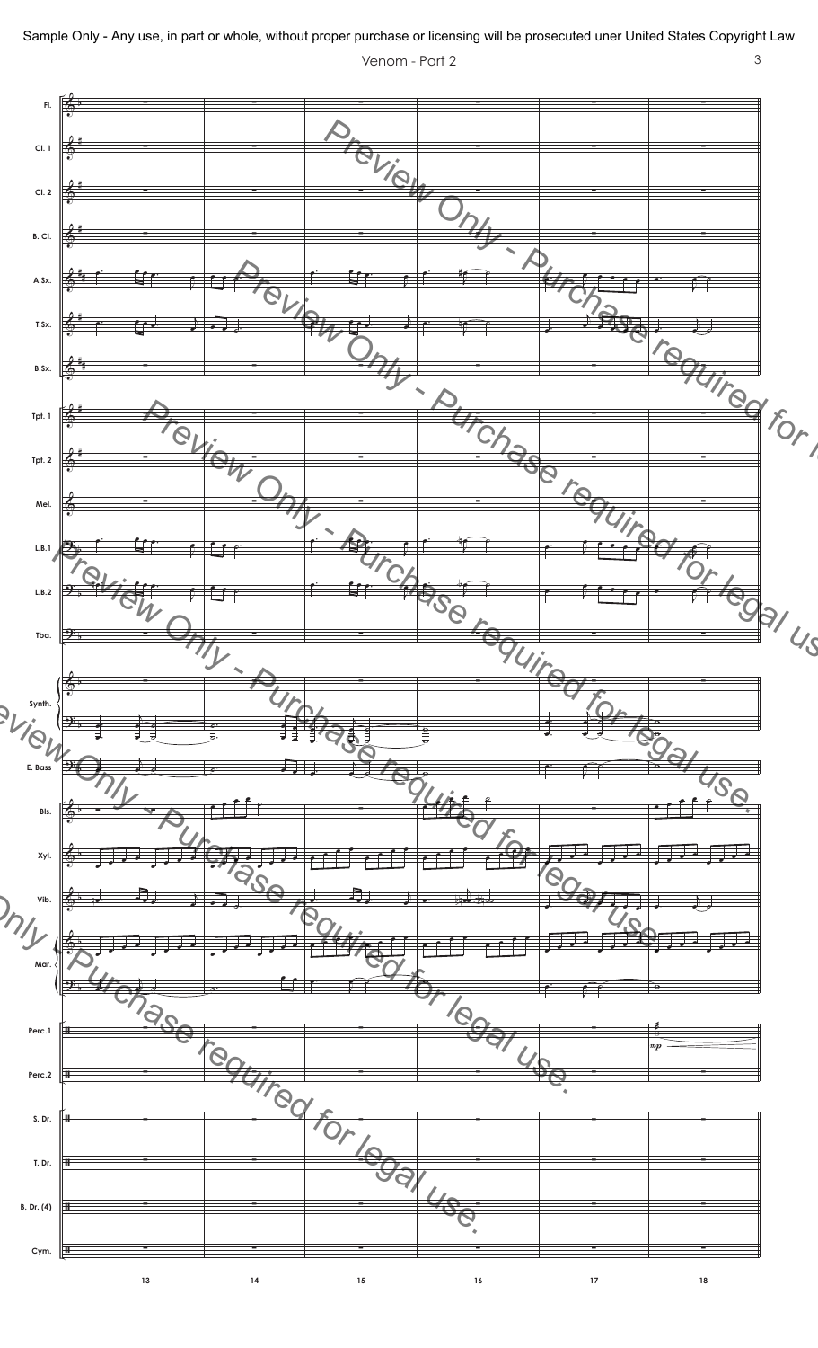Sample Only - Any use, in part or whole, without proper purchase or licensing will be prosecuted uner United States Copyright Law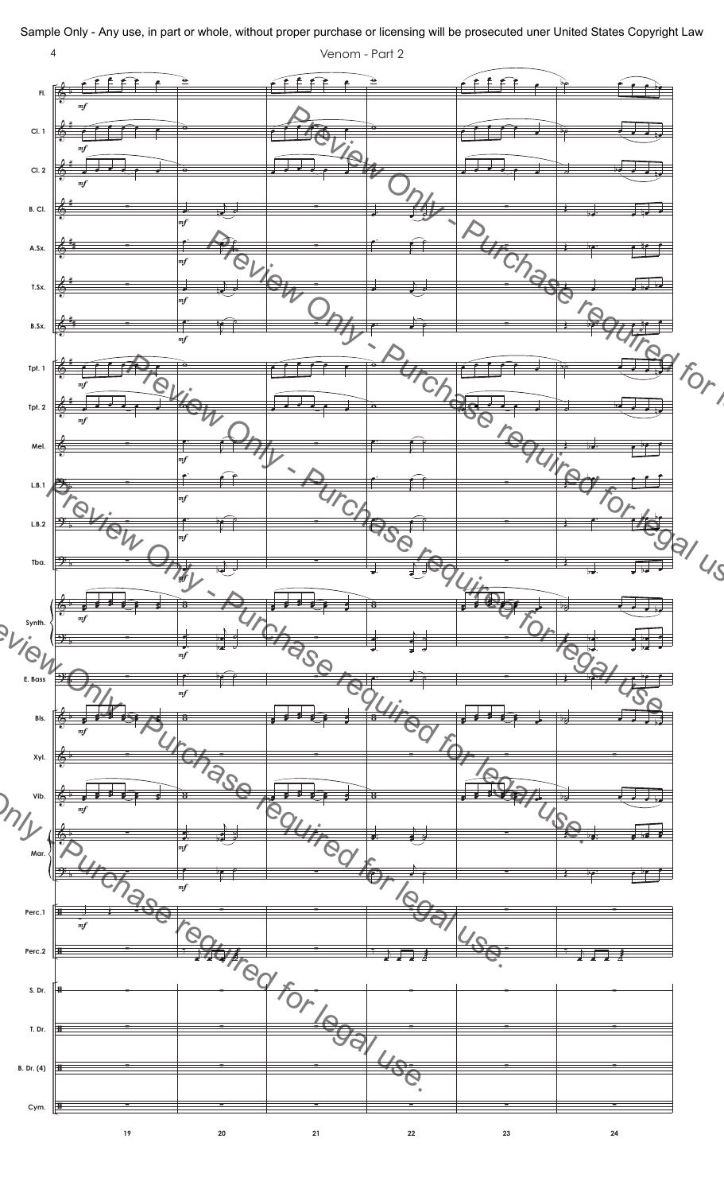Sample Only - Any use, in part or whole, without proper purchase or licensing will be prosecuted uner United States Copyright Law

Venom - Part 2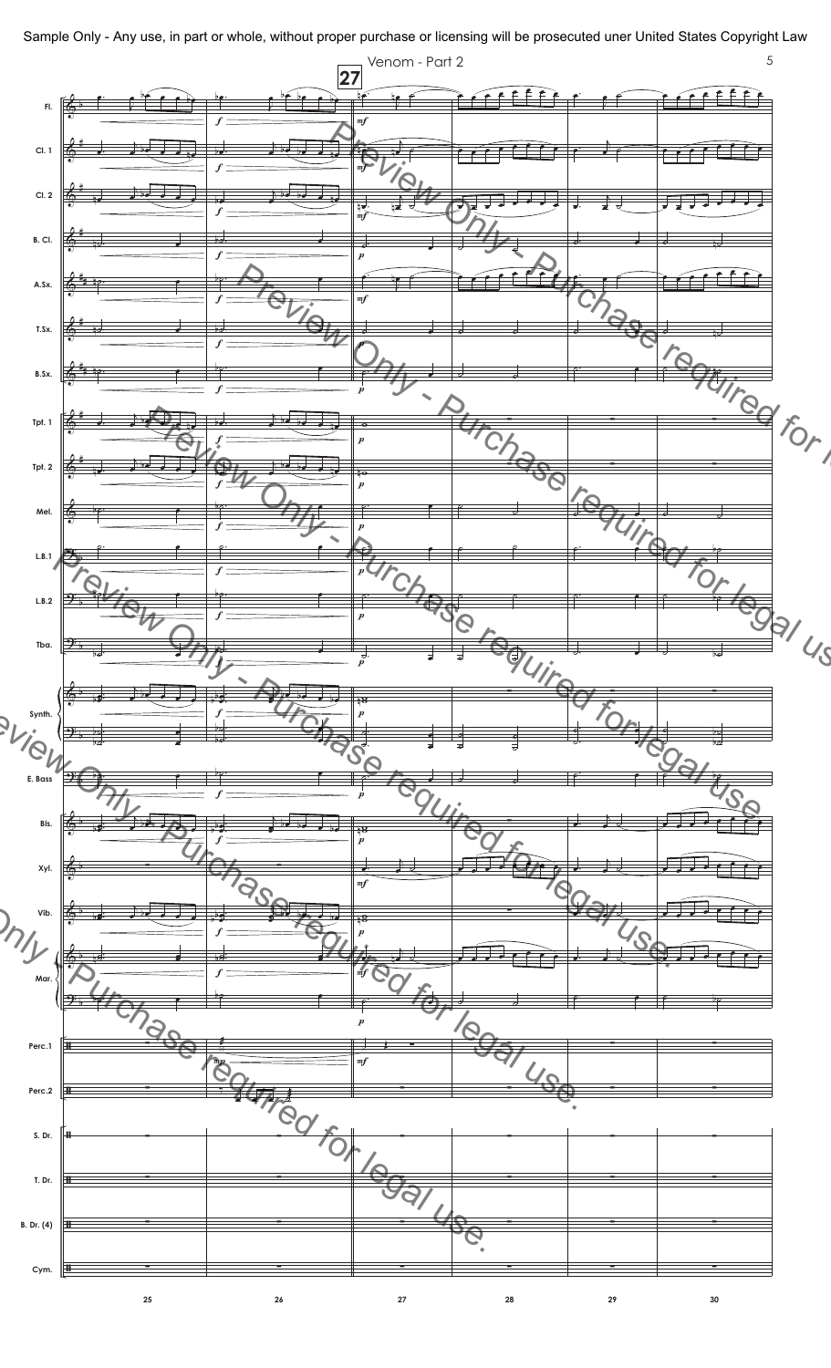Sample Only - Any use, in part or whole, without proper purchase or licensing will be prosecuted uner United States Copyright Law

Venom - Part 2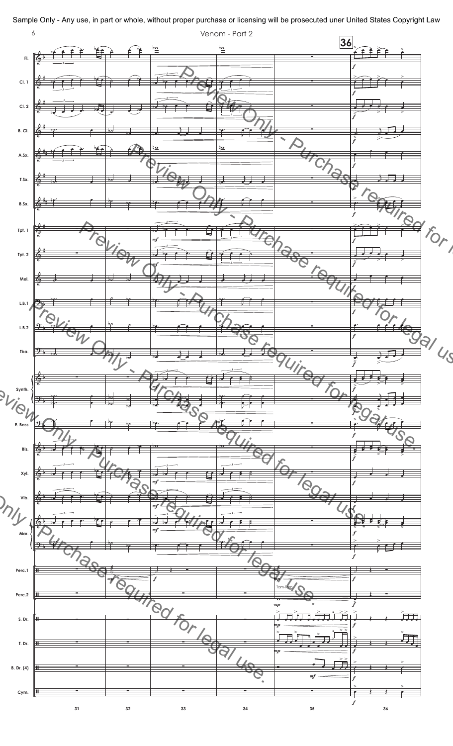Sample Only - Any use, in part or whole, without proper purchase or licensing will be prosecuted uner United States Copyright Law

Venom - Part 2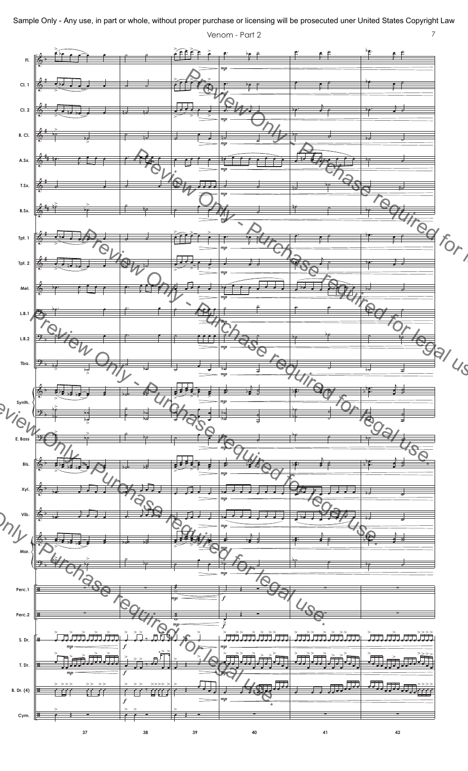Sample Only - Any use, in part or whole, without proper purchase or licensing will be prosecuted uner United States Copyright Law

Venom - Part 2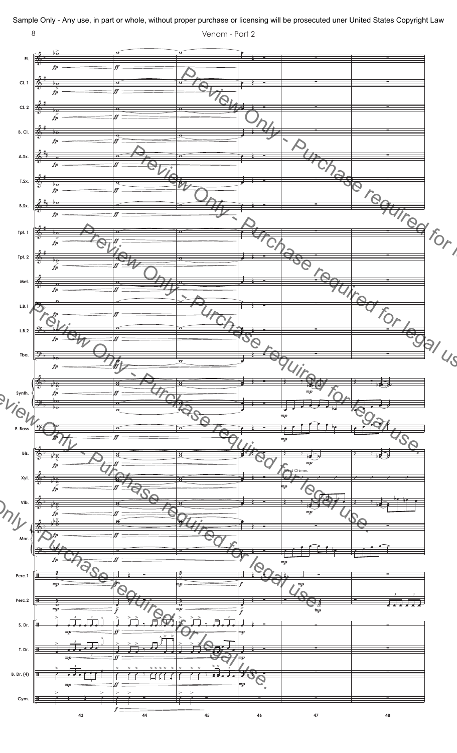Sample Only - Any use, in part or whole, without proper purchase or licensing will be prosecuted uner United States Copyright Law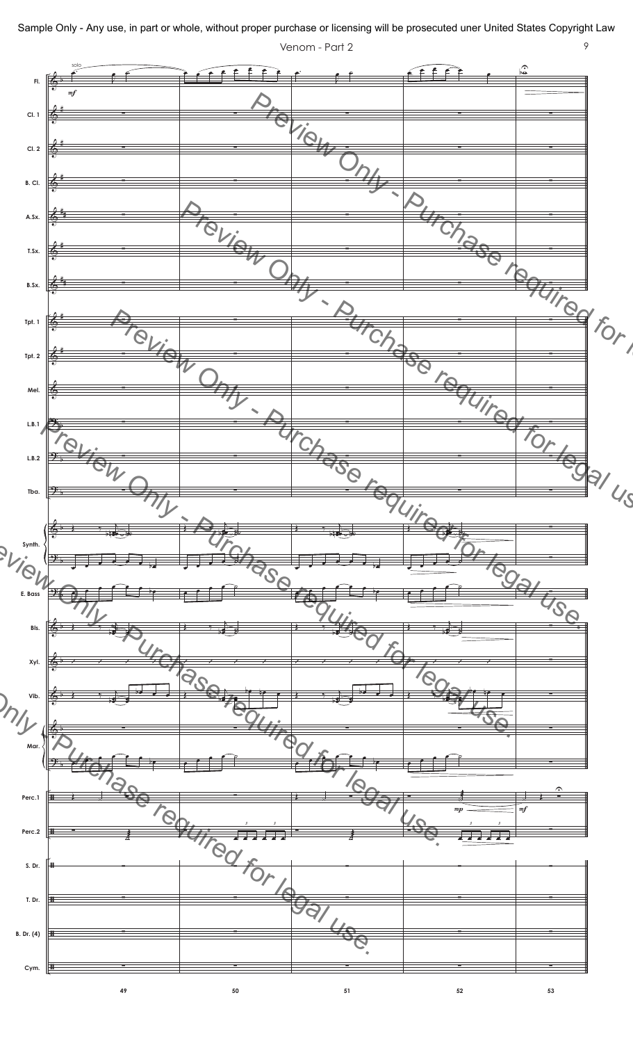Sample Only - Any use, in part or whole, without proper purchase or licensing will be prosecuted uner United States Copyright Law

Venom - Part 2